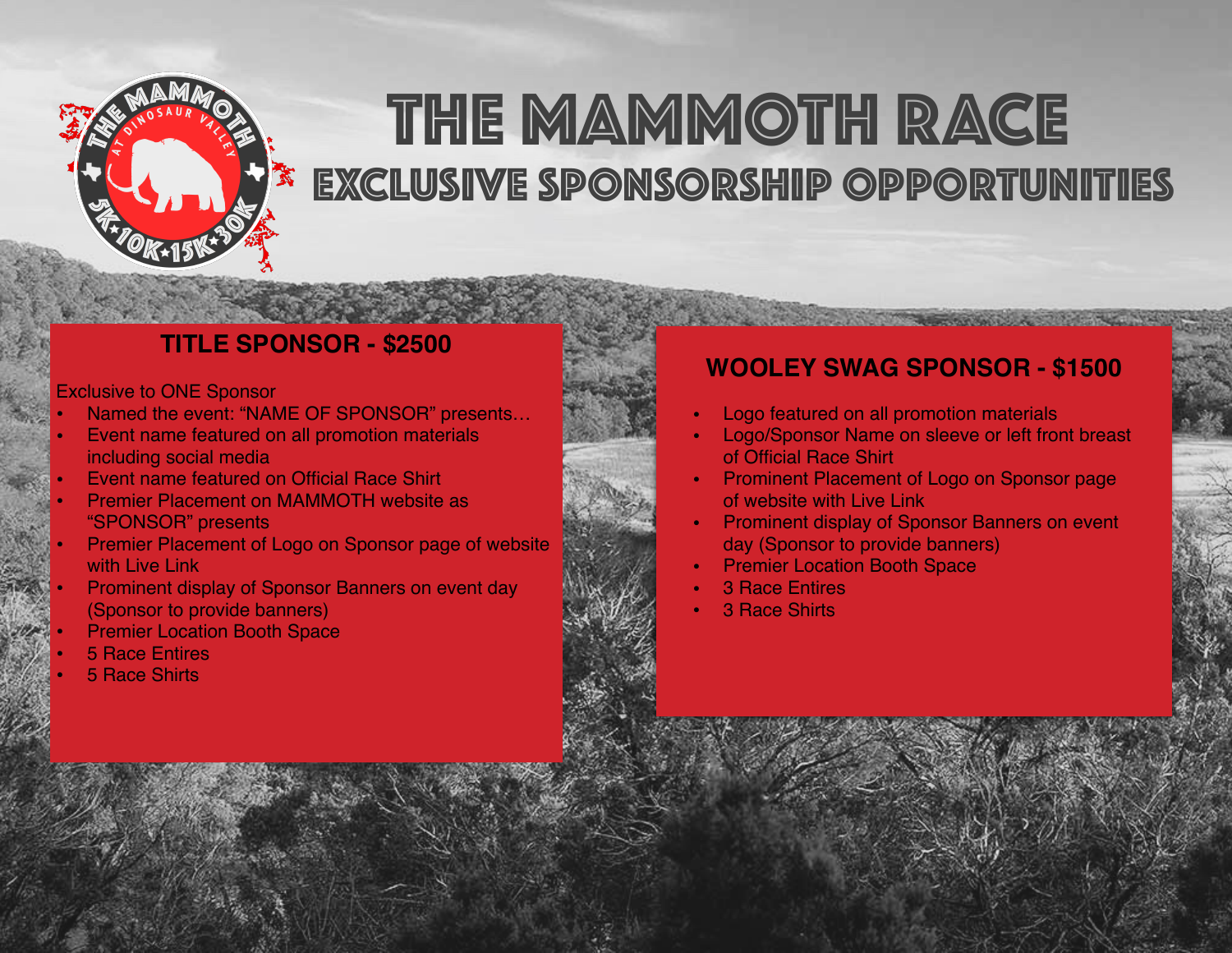# THE MAMMOTH RACE

## EXCLUSIVE SPONSORSHIP OPPORTUNITIES

### TITLE SPONSOR - $2500

Exclusive to ONE Sponsor

- Named the event: "NAME OF SPONSOR" presents…
- Event name featured on all promotion materials including social media
- Event name featured on Official Race Shirt
- Premier Placement on MAMMOTH website as "SPONSOR" presents
- Premier Placement of Logo on Sponsor page of website with Live Link
- Prominent display of Sponsor Banners on event day (Sponsor to provide banners)
- Premier Location Booth Space
- 5 Race Entires
- 5 Race Shirts

### WOOLEY SWAG SPONSOR - $1500

- Logo featured on all promotion materials
- Logo/Sponsor Name on sleeve or left front breast of Official Race Shirt
- Prominent Placement of Logo on Sponsor page of website with Live Link
- Prominent display of Sponsor Banners on event day (Sponsor to provide banners)
- Premier Location Booth Space
- 3 Race Entires
- 3 Race Shirts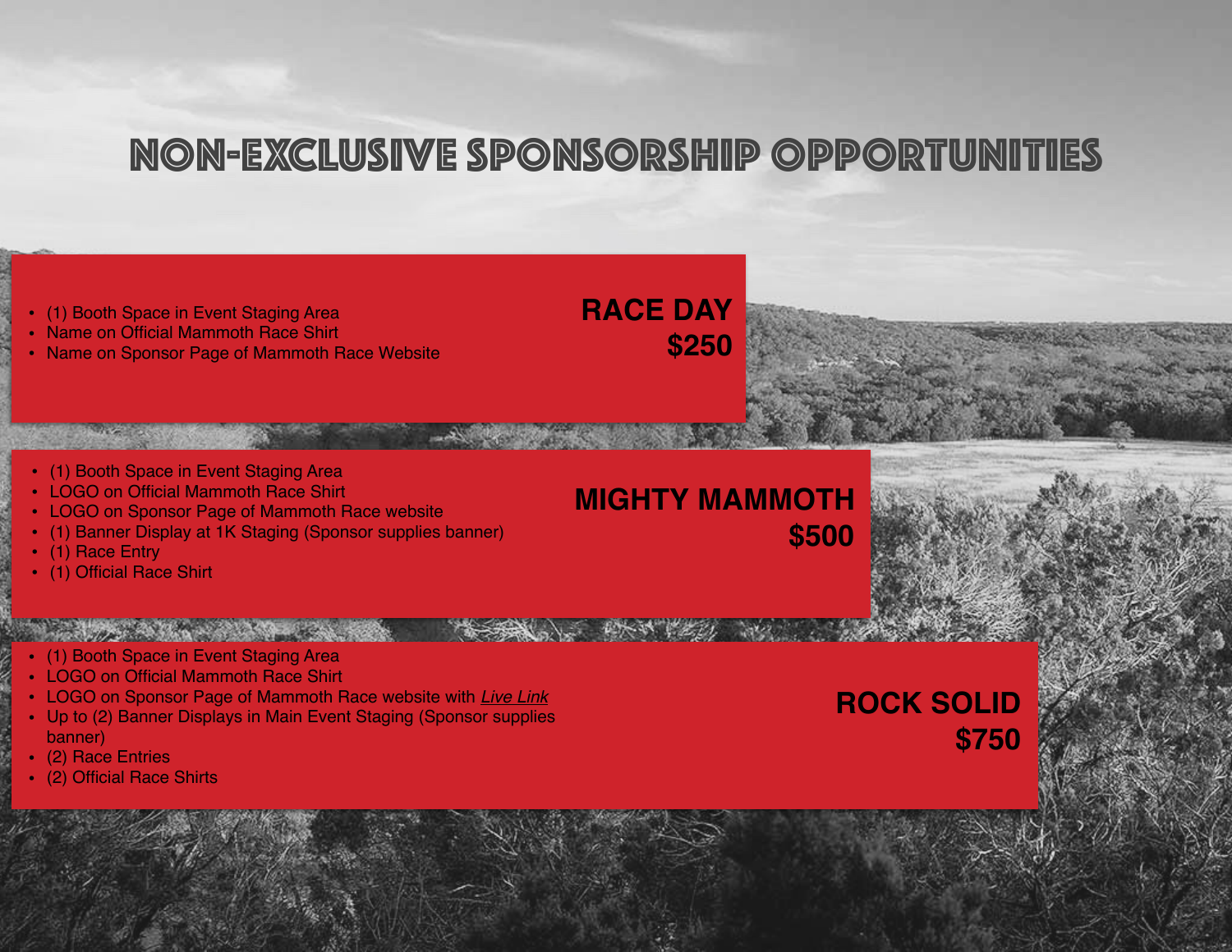# NON-EXCLUSIVE SPONSORSHIP OPPORTUNITIES

## RACE DAY
## $250

- (1) Booth Space in Event Staging Area
- Name on Official Mammoth Race Shirt
- Name on Sponsor Page of Mammoth Race Website

## MIGHTY MAMMOTH
## $500

- (1) Booth Space in Event Staging Area
- LOGO on Official Mammoth Race Shirt
- LOGO on Sponsor Page of Mammoth Race website
- (1) Banner Display at 1K Staging (Sponsor supplies banner)
- (1) Race Entry
- (1) Official Race Shirt

## ROCK SOLID
## $750

- (1) Booth Space in Event Staging Area
- LOGO on Official Mammoth Race Shirt
- LOGO on Sponsor Page of Mammoth Race website with *Live Link*
- Up to (2) Banner Displays in Main Event Staging (Sponsor supplies banner)
- (2) Race Entries
- (2) Official Race Shirts